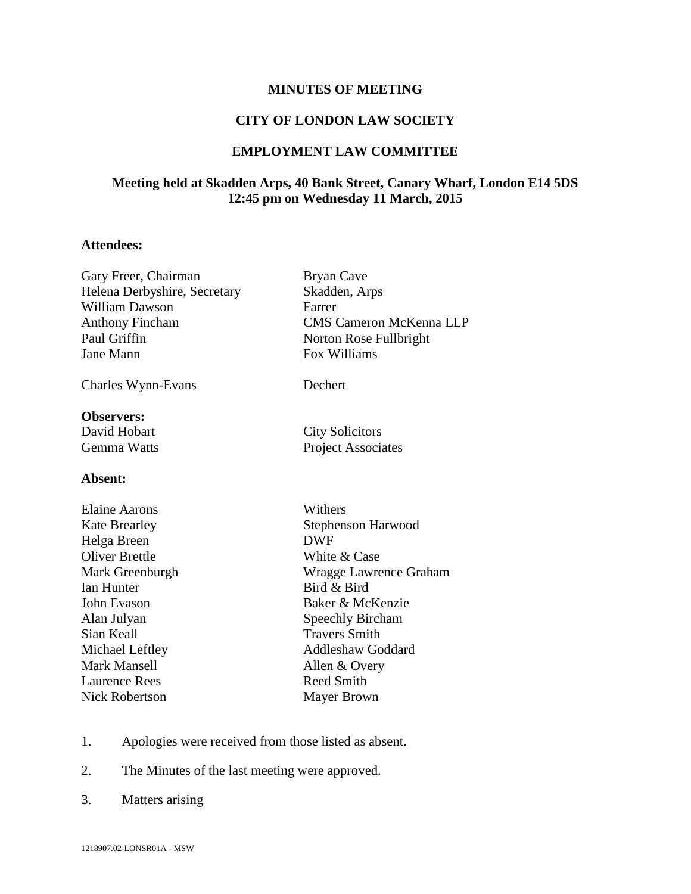**MINUTES OF MEETING**

**CITY OF LONDON LAW SOCIETY**

**EMPLOYMENT LAW COMMITTEE**

**Meeting held at Skadden Arps, 40 Bank Street, Canary Wharf, London E14 5DS
12:45 pm on Wednesday 11 March, 2015**

**Attendees:**

| | |
|---|---|
| Gary Freer, Chairman | Bryan Cave |
| Helena Derbyshire, Secretary | Skadden, Arps |
| William Dawson | Farrer |
| Anthony Fincham | CMS Cameron McKenna LLP |
| Paul Griffin | Norton Rose Fullbright |
| Jane Mann | Fox Williams |
| Charles Wynn-Evans | Dechert |

**Observers:**

| | |
|---|---|
| David Hobart | City Solicitors |
| Gemma Watts | Project Associates |

**Absent:**

| | |
|---|---|
| Elaine Aarons | Withers |
| Kate Brearley | Stephenson Harwood |
| Helga Breen | DWF |
| Oliver Brettle | White & Case |
| Mark Greenburgh | Wragge Lawrence Graham |
| Ian Hunter | Bird & Bird |
| John Evason | Baker & McKenzie |
| Alan Julyan | Speechly Bircham |
| Sian Keall | Travers Smith |
| Michael Leftley | Addleshaw Goddard |
| Mark Mansell | Allen & Overy |
| Laurence Rees | Reed Smith |
| Nick Robertson | Mayer Brown |

1. Apologies were received from those listed as absent.

2. The Minutes of the last meeting were approved.

3. Matters arising

1218907.02-LONSR01A - MSW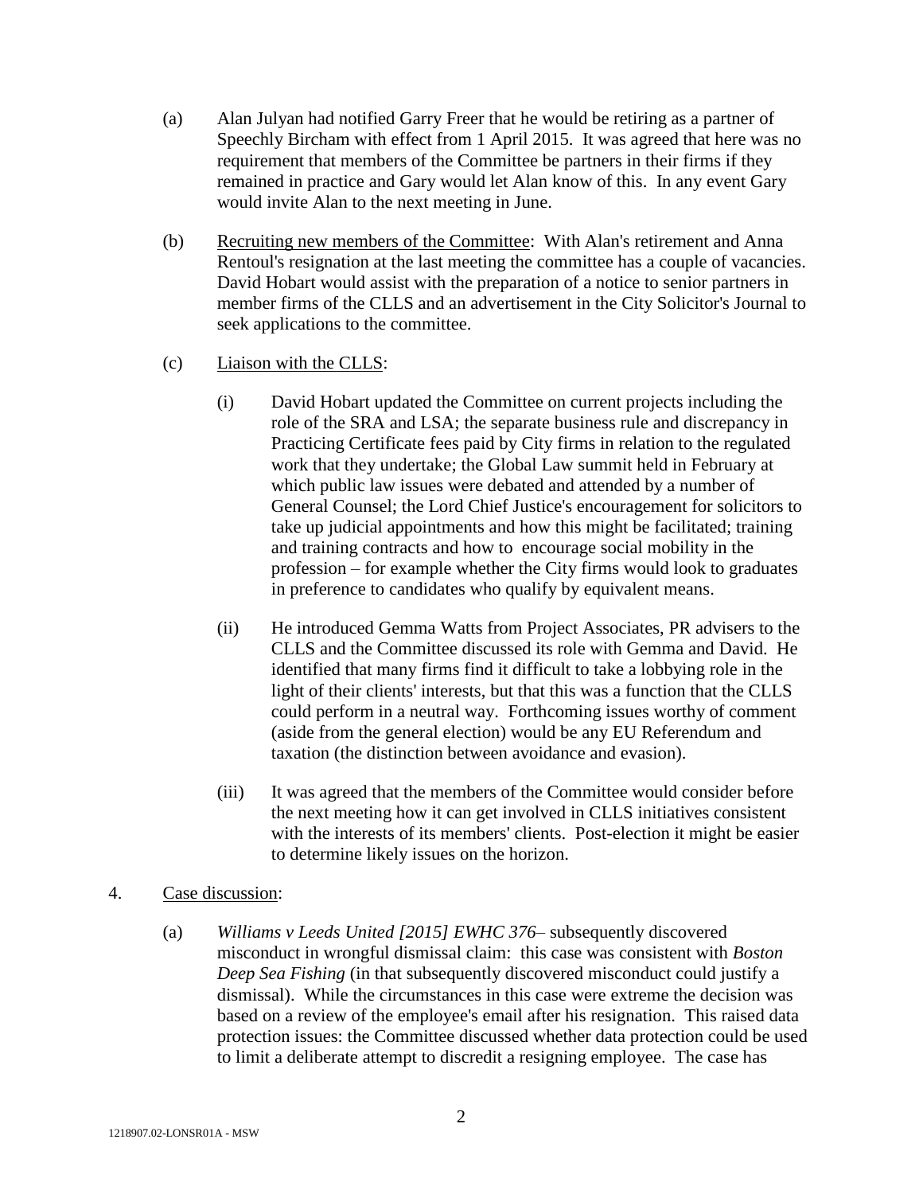(a) Alan Julyan had notified Garry Freer that he would be retiring as a partner of Speechly Bircham with effect from 1 April 2015. It was agreed that here was no requirement that members of the Committee be partners in their firms if they remained in practice and Gary would let Alan know of this. In any event Gary would invite Alan to the next meeting in June.

(b) Recruiting new members of the Committee: With Alan's retirement and Anna Rentoul's resignation at the last meeting the committee has a couple of vacancies. David Hobart would assist with the preparation of a notice to senior partners in member firms of the CLLS and an advertisement in the City Solicitor's Journal to seek applications to the committee.

(c) Liaison with the CLLS:

  (i) David Hobart updated the Committee on current projects including the role of the SRA and LSA; the separate business rule and discrepancy in Practicing Certificate fees paid by City firms in relation to the regulated work that they undertake; the Global Law summit held in February at which public law issues were debated and attended by a number of General Counsel; the Lord Chief Justice's encouragement for solicitors to take up judicial appointments and how this might be facilitated; training and training contracts and how to encourage social mobility in the profession – for example whether the City firms would look to graduates in preference to candidates who qualify by equivalent means.

  (ii) He introduced Gemma Watts from Project Associates, PR advisers to the CLLS and the Committee discussed its role with Gemma and David. He identified that many firms find it difficult to take a lobbying role in the light of their clients' interests, but that this was a function that the CLLS could perform in a neutral way. Forthcoming issues worthy of comment (aside from the general election) would be any EU Referendum and taxation (the distinction between avoidance and evasion).

  (iii) It was agreed that the members of the Committee would consider before the next meeting how it can get involved in CLLS initiatives consistent with the interests of its members' clients. Post-election it might be easier to determine likely issues on the horizon.

4. Case discussion:

  (a) *Williams v Leeds United [2015] EWHC 376*– subsequently discovered misconduct in wrongful dismissal claim: this case was consistent with *Boston Deep Sea Fishing* (in that subsequently discovered misconduct could justify a dismissal). While the circumstances in this case were extreme the decision was based on a review of the employee's email after his resignation. This raised data protection issues: the Committee discussed whether data protection could be used to limit a deliberate attempt to discredit a resigning employee. The case has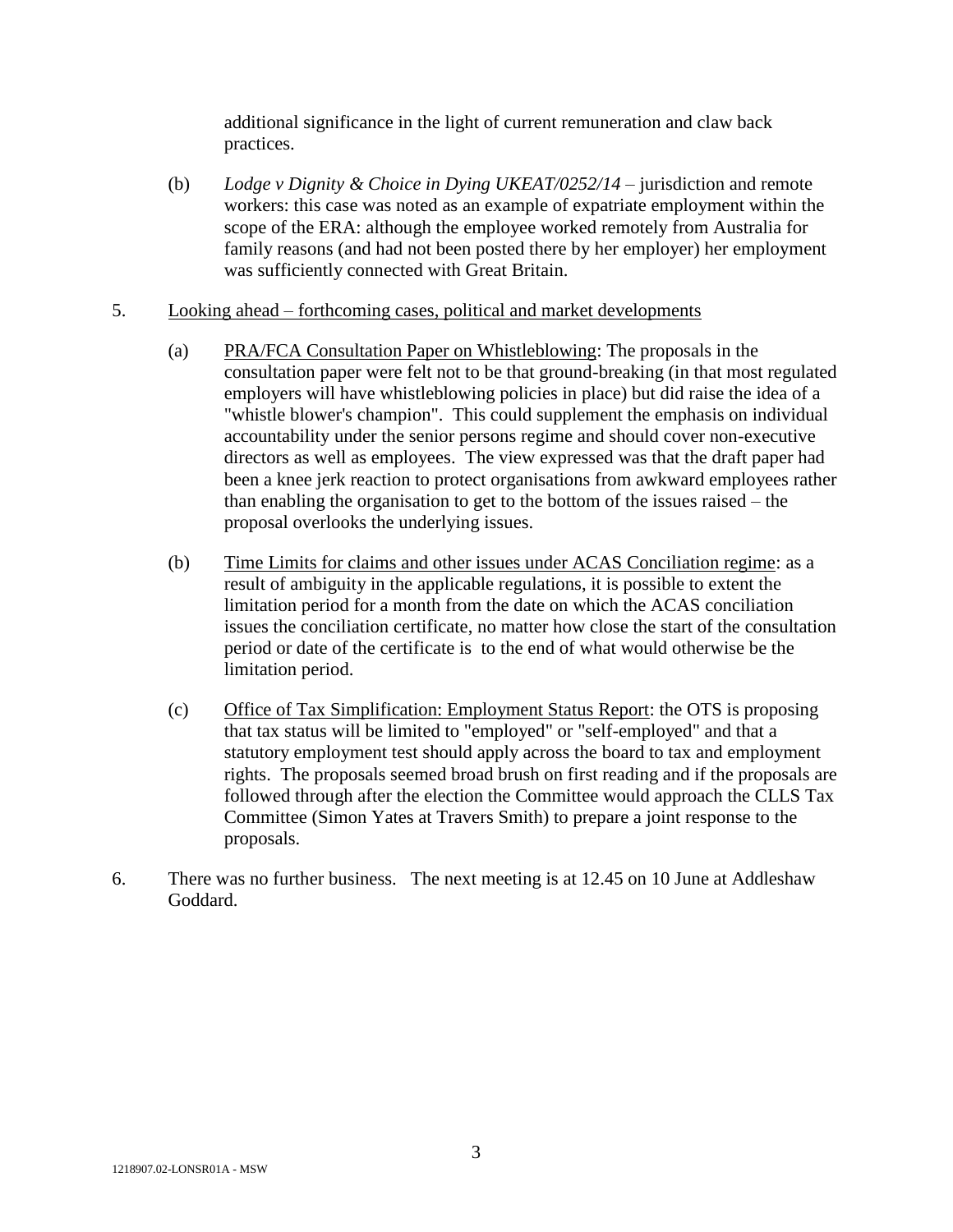additional significance in the light of current remuneration and claw back practices.

(b) *Lodge v Dignity & Choice in Dying UKEAT/0252/14* – jurisdiction and remote workers: this case was noted as an example of expatriate employment within the scope of the ERA: although the employee worked remotely from Australia for family reasons (and had not been posted there by her employer) her employment was sufficiently connected with Great Britain.

5. <u>Looking ahead – forthcoming cases, political and market developments</u>

(a) <u>PRA/FCA Consultation Paper on Whistleblowing</u>: The proposals in the consultation paper were felt not to be that ground-breaking (in that most regulated employers will have whistleblowing policies in place) but did raise the idea of a "whistle blower's champion". This could supplement the emphasis on individual accountability under the senior persons regime and should cover non-executive directors as well as employees. The view expressed was that the draft paper had been a knee jerk reaction to protect organisations from awkward employees rather than enabling the organisation to get to the bottom of the issues raised – the proposal overlooks the underlying issues.

(b) <u>Time Limits for claims and other issues under ACAS Conciliation regime</u>: as a result of ambiguity in the applicable regulations, it is possible to extent the limitation period for a month from the date on which the ACAS conciliation issues the conciliation certificate, no matter how close the start of the consultation period or date of the certificate is to the end of what would otherwise be the limitation period.

(c) <u>Office of Tax Simplification: Employment Status Report</u>: the OTS is proposing that tax status will be limited to "employed" or "self-employed" and that a statutory employment test should apply across the board to tax and employment rights. The proposals seemed broad brush on first reading and if the proposals are followed through after the election the Committee would approach the CLLS Tax Committee (Simon Yates at Travers Smith) to prepare a joint response to the proposals.

6. There was no further business. The next meeting is at 12.45 on 10 June at Addleshaw Goddard.

1218907.02-LONSR01A - MSW